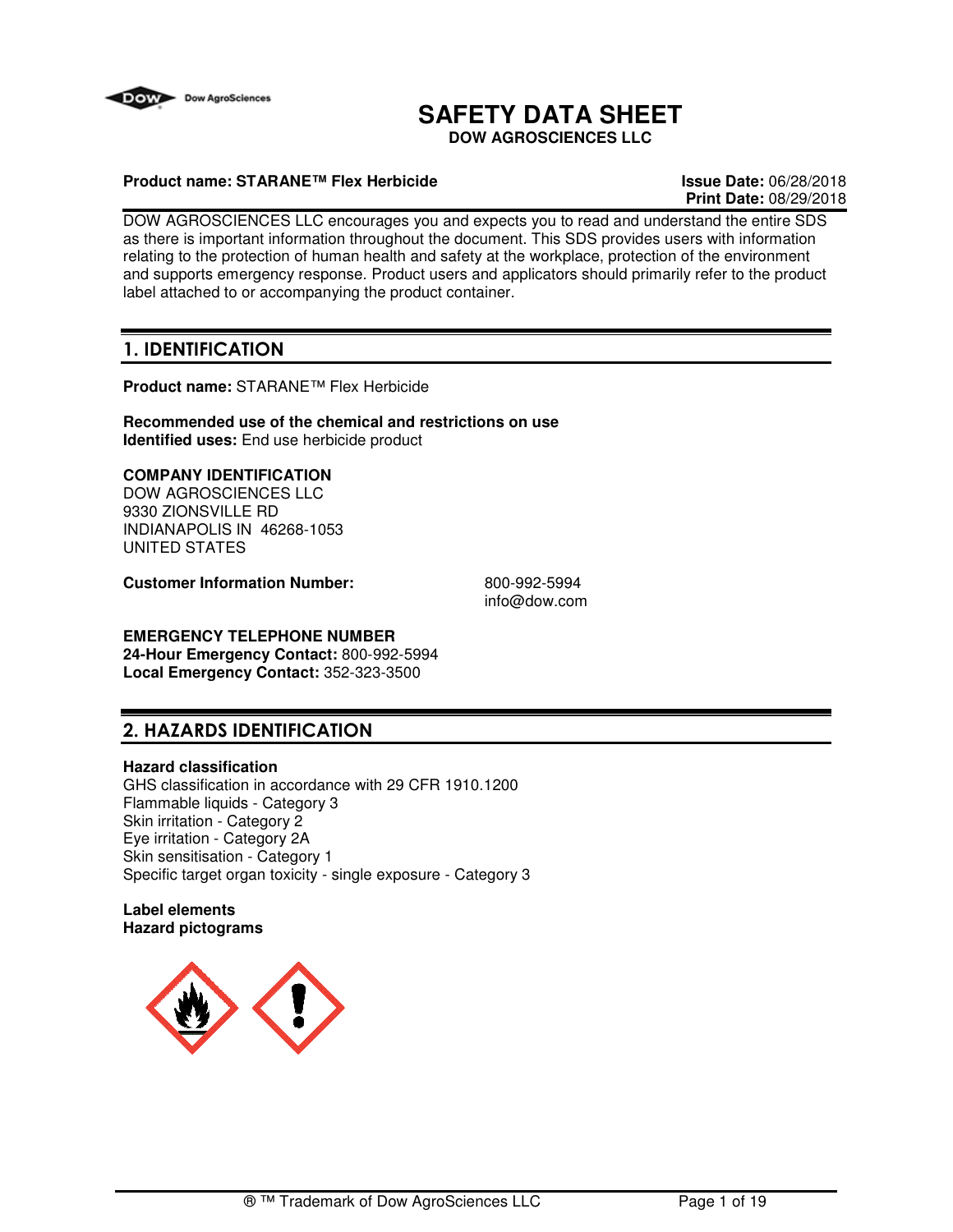# SAFETY DATA SHEET

**DOW AGROSCIENCES LLC**

**Product name: STARANE™ Flex Herbicide**

**Issue Date:** 06/28/2018
**Print Date:** 08/29/2018

DOW AGROSCIENCES LLC encourages you and expects you to read and understand the entire SDS as there is important information throughout the document. This SDS provides users with information relating to the protection of human health and safety at the workplace, protection of the environment and supports emergency response. Product users and applicators should primarily refer to the product label attached to or accompanying the product container.

## 1. IDENTIFICATION

**Product name:** STARANE™ Flex Herbicide

**Recommended use of the chemical and restrictions on use**
**Identified uses:** End use herbicide product

**COMPANY IDENTIFICATION**
DOW AGROSCIENCES LLC
9330 ZIONSVILLE RD
INDIANAPOLIS IN 46268-1053
UNITED STATES

**Customer Information Number:** 800-992-5994
info@dow.com

**EMERGENCY TELEPHONE NUMBER**
**24-Hour Emergency Contact:** 800-992-5994
**Local Emergency Contact:** 352-323-3500

## 2. HAZARDS IDENTIFICATION

**Hazard classification**
GHS classification in accordance with 29 CFR 1910.1200
Flammable liquids - Category 3
Skin irritation - Category 2
Eye irritation - Category 2A
Skin sensitisation - Category 1
Specific target organ toxicity - single exposure - Category 3

**Label elements**
**Hazard pictograms**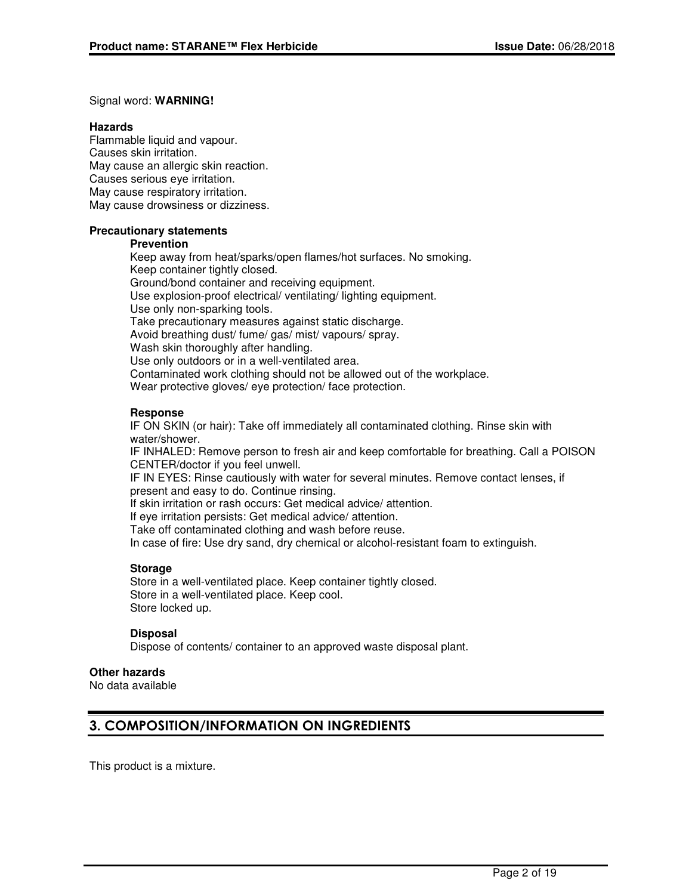Signal word: **WARNING!**

**Hazards**

Flammable liquid and vapour.
Causes skin irritation.
May cause an allergic skin reaction.
Causes serious eye irritation.
May cause respiratory irritation.
May cause drowsiness or dizziness.

**Precautionary statements**

**Prevention**

Keep away from heat/sparks/open flames/hot surfaces. No smoking.
Keep container tightly closed.
Ground/bond container and receiving equipment.
Use explosion-proof electrical/ ventilating/ lighting equipment.
Use only non-sparking tools.
Take precautionary measures against static discharge.
Avoid breathing dust/ fume/ gas/ mist/ vapours/ spray.
Wash skin thoroughly after handling.
Use only outdoors or in a well-ventilated area.
Contaminated work clothing should not be allowed out of the workplace.
Wear protective gloves/ eye protection/ face protection.

**Response**

IF ON SKIN (or hair): Take off immediately all contaminated clothing. Rinse skin with water/shower.
IF INHALED: Remove person to fresh air and keep comfortable for breathing. Call a POISON CENTER/doctor if you feel unwell.
IF IN EYES: Rinse cautiously with water for several minutes. Remove contact lenses, if present and easy to do. Continue rinsing.
If skin irritation or rash occurs: Get medical advice/ attention.
If eye irritation persists: Get medical advice/ attention.
Take off contaminated clothing and wash before reuse.
In case of fire: Use dry sand, dry chemical or alcohol-resistant foam to extinguish.

**Storage**

Store in a well-ventilated place. Keep container tightly closed.
Store in a well-ventilated place. Keep cool.
Store locked up.

**Disposal**

Dispose of contents/ container to an approved waste disposal plant.

**Other hazards**

No data available

## 3. COMPOSITION/INFORMATION ON INGREDIENTS

This product is a mixture.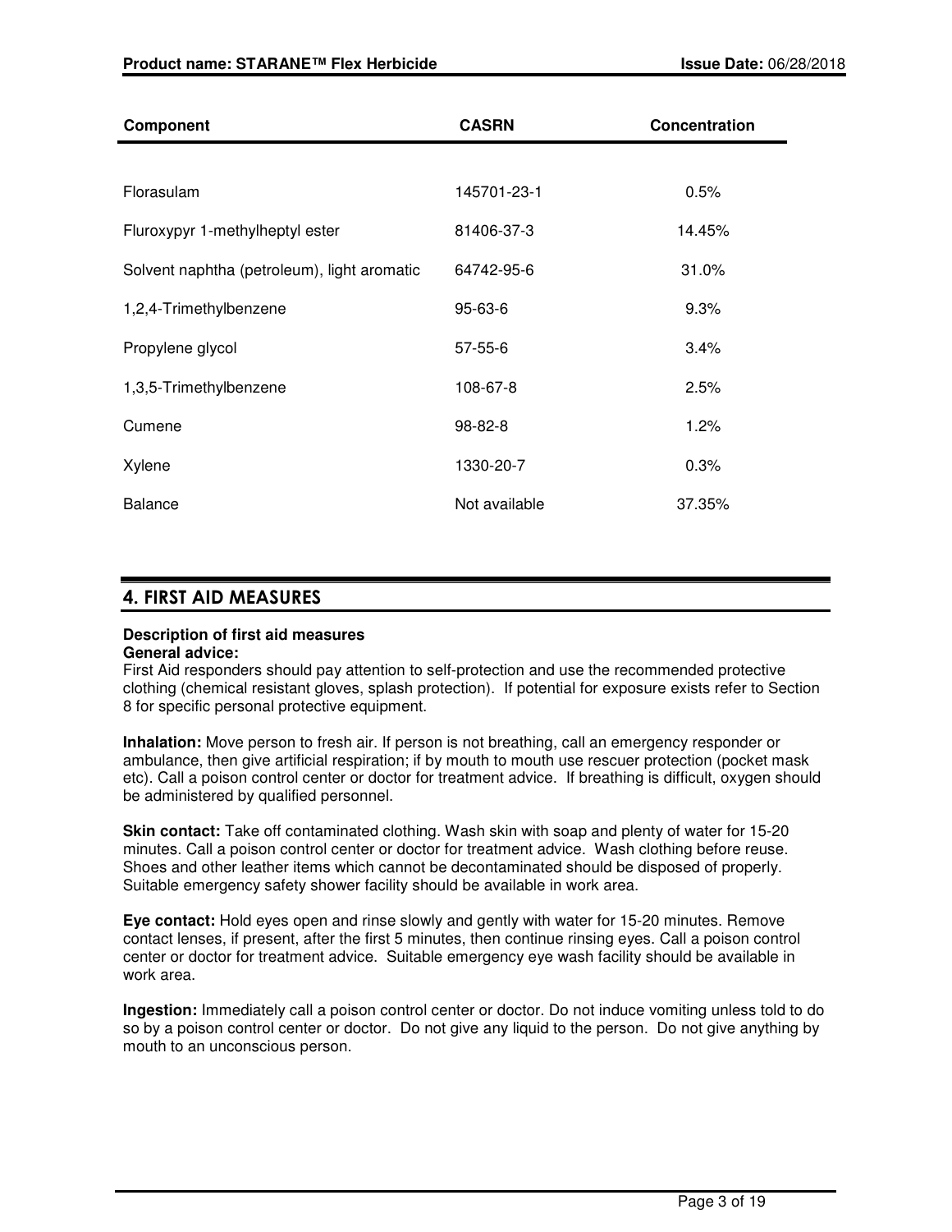| Component | CASRN | Concentration |
| --- | --- | --- |
| Florasulam | 145701-23-1 | 0.5% |
| Fluroxypyr 1-methylheptyl ester | 81406-37-3 | 14.45% |
| Solvent naphtha (petroleum), light aromatic | 64742-95-6 | 31.0% |
| 1,2,4-Trimethylbenzene | 95-63-6 | 9.3% |
| Propylene glycol | 57-55-6 | 3.4% |
| 1,3,5-Trimethylbenzene | 108-67-8 | 2.5% |
| Cumene | 98-82-8 | 1.2% |
| Xylene | 1330-20-7 | 0.3% |
| Balance | Not available | 37.35% |

## 4. FIRST AID MEASURES

**Description of first aid measures**

**General advice:**
First Aid responders should pay attention to self-protection and use the recommended protective clothing (chemical resistant gloves, splash protection). If potential for exposure exists refer to Section 8 for specific personal protective equipment.

**Inhalation:** Move person to fresh air. If person is not breathing, call an emergency responder or ambulance, then give artificial respiration; if by mouth to mouth use rescuer protection (pocket mask etc). Call a poison control center or doctor for treatment advice. If breathing is difficult, oxygen should be administered by qualified personnel.

**Skin contact:** Take off contaminated clothing. Wash skin with soap and plenty of water for 15-20 minutes. Call a poison control center or doctor for treatment advice. Wash clothing before reuse. Shoes and other leather items which cannot be decontaminated should be disposed of properly. Suitable emergency safety shower facility should be available in work area.

**Eye contact:** Hold eyes open and rinse slowly and gently with water for 15-20 minutes. Remove contact lenses, if present, after the first 5 minutes, then continue rinsing eyes. Call a poison control center or doctor for treatment advice. Suitable emergency eye wash facility should be available in work area.

**Ingestion:** Immediately call a poison control center or doctor. Do not induce vomiting unless told to do so by a poison control center or doctor. Do not give any liquid to the person. Do not give anything by mouth to an unconscious person.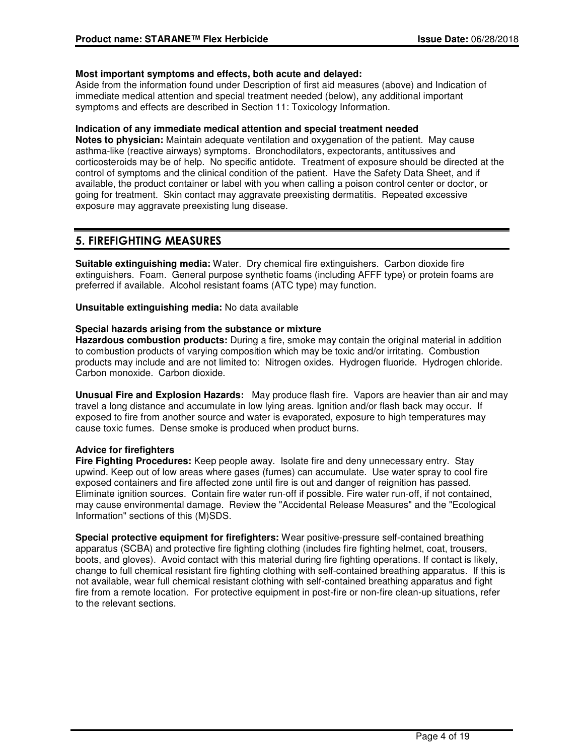**Most important symptoms and effects, both acute and delayed:**
Aside from the information found under Description of first aid measures (above) and Indication of immediate medical attention and special treatment needed (below), any additional important symptoms and effects are described in Section 11: Toxicology Information.

**Indication of any immediate medical attention and special treatment needed**
**Notes to physician:** Maintain adequate ventilation and oxygenation of the patient. May cause asthma-like (reactive airways) symptoms. Bronchodilators, expectorants, antitussives and corticosteroids may be of help. No specific antidote. Treatment of exposure should be directed at the control of symptoms and the clinical condition of the patient. Have the Safety Data Sheet, and if available, the product container or label with you when calling a poison control center or doctor, or going for treatment. Skin contact may aggravate preexisting dermatitis. Repeated excessive exposure may aggravate preexisting lung disease.

## 5. FIREFIGHTING MEASURES

**Suitable extinguishing media:** Water. Dry chemical fire extinguishers. Carbon dioxide fire extinguishers. Foam. General purpose synthetic foams (including AFFF type) or protein foams are preferred if available. Alcohol resistant foams (ATC type) may function.

**Unsuitable extinguishing media:** No data available

**Special hazards arising from the substance or mixture**
**Hazardous combustion products:** During a fire, smoke may contain the original material in addition to combustion products of varying composition which may be toxic and/or irritating. Combustion products may include and are not limited to: Nitrogen oxides. Hydrogen fluoride. Hydrogen chloride. Carbon monoxide. Carbon dioxide.

**Unusual Fire and Explosion Hazards:** May produce flash fire. Vapors are heavier than air and may travel a long distance and accumulate in low lying areas. Ignition and/or flash back may occur. If exposed to fire from another source and water is evaporated, exposure to high temperatures may cause toxic fumes. Dense smoke is produced when product burns.

**Advice for firefighters**
**Fire Fighting Procedures:** Keep people away. Isolate fire and deny unnecessary entry. Stay upwind. Keep out of low areas where gases (fumes) can accumulate. Use water spray to cool fire exposed containers and fire affected zone until fire is out and danger of reignition has passed. Eliminate ignition sources. Contain fire water run-off if possible. Fire water run-off, if not contained, may cause environmental damage. Review the "Accidental Release Measures" and the "Ecological Information" sections of this (M)SDS.

**Special protective equipment for firefighters:** Wear positive-pressure self-contained breathing apparatus (SCBA) and protective fire fighting clothing (includes fire fighting helmet, coat, trousers, boots, and gloves). Avoid contact with this material during fire fighting operations. If contact is likely, change to full chemical resistant fire fighting clothing with self-contained breathing apparatus. If this is not available, wear full chemical resistant clothing with self-contained breathing apparatus and fight fire from a remote location. For protective equipment in post-fire or non-fire clean-up situations, refer to the relevant sections.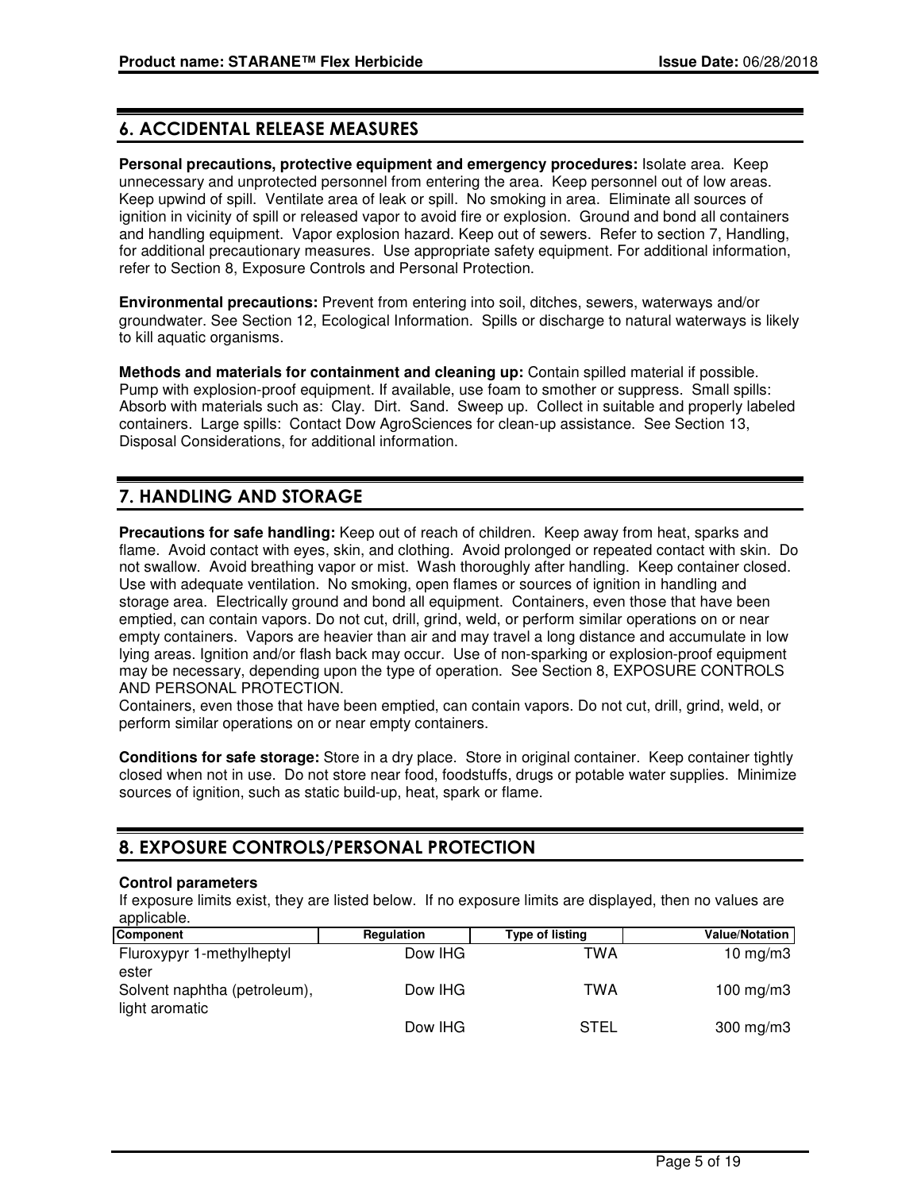## 6. ACCIDENTAL RELEASE MEASURES

**Personal precautions, protective equipment and emergency procedures:** Isolate area. Keep unnecessary and unprotected personnel from entering the area. Keep personnel out of low areas. Keep upwind of spill. Ventilate area of leak or spill. No smoking in area. Eliminate all sources of ignition in vicinity of spill or released vapor to avoid fire or explosion. Ground and bond all containers and handling equipment. Vapor explosion hazard. Keep out of sewers. Refer to section 7, Handling, for additional precautionary measures. Use appropriate safety equipment. For additional information, refer to Section 8, Exposure Controls and Personal Protection.

**Environmental precautions:** Prevent from entering into soil, ditches, sewers, waterways and/or groundwater. See Section 12, Ecological Information. Spills or discharge to natural waterways is likely to kill aquatic organisms.

**Methods and materials for containment and cleaning up:** Contain spilled material if possible. Pump with explosion-proof equipment. If available, use foam to smother or suppress. Small spills: Absorb with materials such as: Clay. Dirt. Sand. Sweep up. Collect in suitable and properly labeled containers. Large spills: Contact Dow AgroSciences for clean-up assistance. See Section 13, Disposal Considerations, for additional information.

## 7. HANDLING AND STORAGE

**Precautions for safe handling:** Keep out of reach of children. Keep away from heat, sparks and flame. Avoid contact with eyes, skin, and clothing. Avoid prolonged or repeated contact with skin. Do not swallow. Avoid breathing vapor or mist. Wash thoroughly after handling. Keep container closed. Use with adequate ventilation. No smoking, open flames or sources of ignition in handling and storage area. Electrically ground and bond all equipment. Containers, even those that have been emptied, can contain vapors. Do not cut, drill, grind, weld, or perform similar operations on or near empty containers. Vapors are heavier than air and may travel a long distance and accumulate in low lying areas. Ignition and/or flash back may occur. Use of non-sparking or explosion-proof equipment may be necessary, depending upon the type of operation. See Section 8, EXPOSURE CONTROLS AND PERSONAL PROTECTION.
Containers, even those that have been emptied, can contain vapors. Do not cut, drill, grind, weld, or perform similar operations on or near empty containers.

**Conditions for safe storage:** Store in a dry place. Store in original container. Keep container tightly closed when not in use. Do not store near food, foodstuffs, drugs or potable water supplies. Minimize sources of ignition, such as static build-up, heat, spark or flame.

## 8. EXPOSURE CONTROLS/PERSONAL PROTECTION

**Control parameters**

If exposure limits exist, they are listed below. If no exposure limits are displayed, then no values are applicable.

| Component | Regulation | Type of listing | Value/Notation |
|---|---|---|---|
| Fluroxypyr 1-methylheptyl ester | Dow IHG | TWA | 10 mg/m3 |
| Solvent naphtha (petroleum), light aromatic | Dow IHG | TWA | 100 mg/m3 |
| | Dow IHG | STEL | 300 mg/m3 |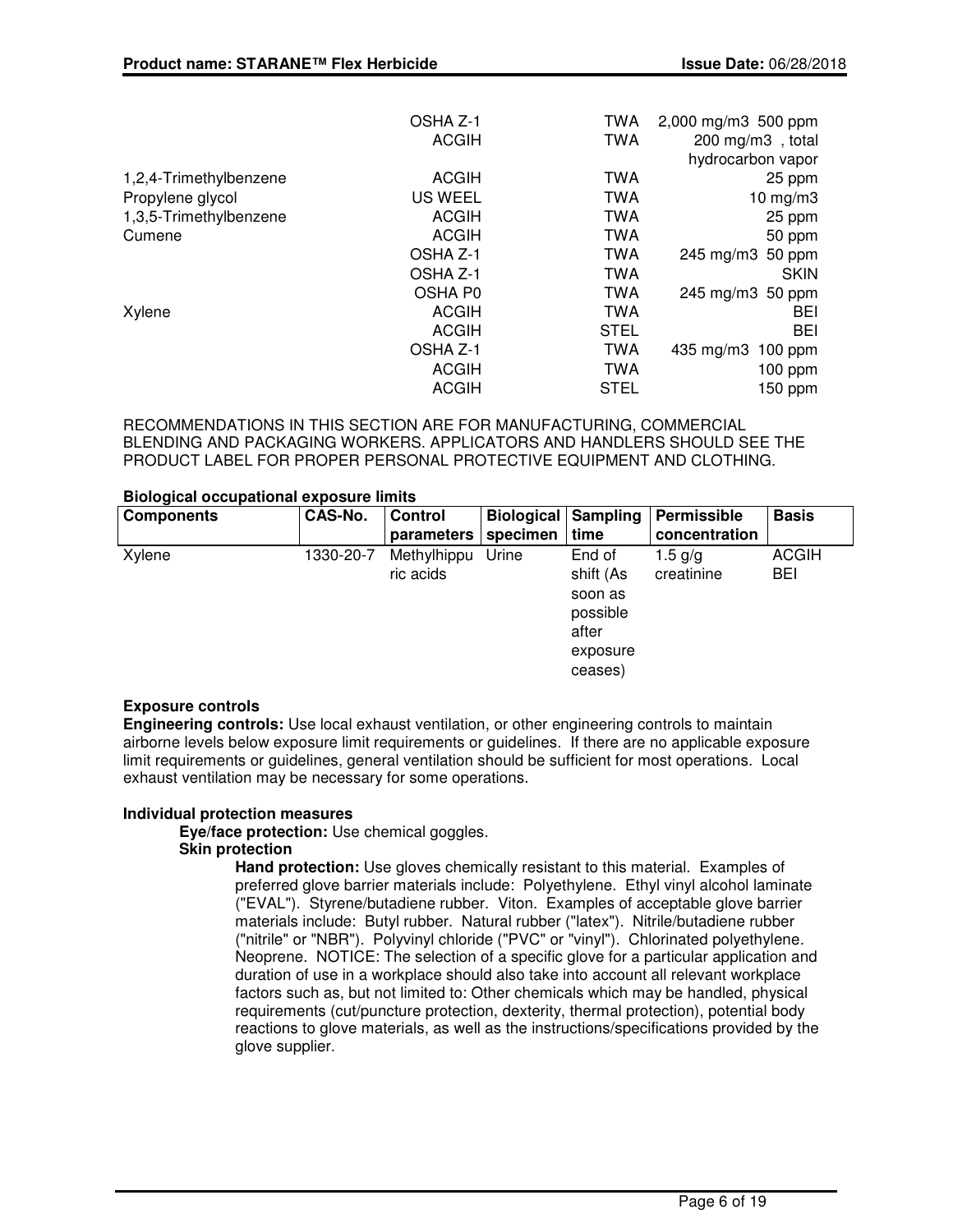| Component | Regulation | Type of listing | Value/Notation |
|---|---|---|---|
| | OSHA Z-1 | TWA | 2,000 mg/m3 500 ppm |
| | ACGIH | TWA | 200 mg/m3 , total hydrocarbon vapor |
| 1,2,4-Trimethylbenzene | ACGIH | TWA | 25 ppm |
| Propylene glycol | US WEEL | TWA | 10 mg/m3 |
| 1,3,5-Trimethylbenzene | ACGIH | TWA | 25 ppm |
| Cumene | ACGIH | TWA | 50 ppm |
| | OSHA Z-1 | TWA | 245 mg/m3 50 ppm |
| | OSHA Z-1 | TWA | SKIN |
| | OSHA P0 | TWA | 245 mg/m3 50 ppm |
| Xylene | ACGIH | TWA | BEI |
| | ACGIH | STEL | BEI |
| | OSHA Z-1 | TWA | 435 mg/m3 100 ppm |
| | ACGIH | TWA | 100 ppm |
| | ACGIH | STEL | 150 ppm |

RECOMMENDATIONS IN THIS SECTION ARE FOR MANUFACTURING, COMMERCIAL BLENDING AND PACKAGING WORKERS. APPLICATORS AND HANDLERS SHOULD SEE THE PRODUCT LABEL FOR PROPER PERSONAL PROTECTIVE EQUIPMENT AND CLOTHING.

**Biological occupational exposure limits**

| Components | CAS-No. | Control parameters | Biological specimen | Sampling time | Permissible concentration | Basis |
|---|---|---|---|---|---|---|
| Xylene | 1330-20-7 | Methylhippuric acids | Urine | End of shift (As soon as possible after exposure ceases) | 1.5 g/g creatinine | ACGIH BEI |

**Exposure controls**

**Engineering controls:** Use local exhaust ventilation, or other engineering controls to maintain airborne levels below exposure limit requirements or guidelines. If there are no applicable exposure limit requirements or guidelines, general ventilation should be sufficient for most operations. Local exhaust ventilation may be necessary for some operations.

**Individual protection measures**

**Eye/face protection:** Use chemical goggles.

**Skin protection**

**Hand protection:** Use gloves chemically resistant to this material. Examples of preferred glove barrier materials include: Polyethylene. Ethyl vinyl alcohol laminate ("EVAL"). Styrene/butadiene rubber. Viton. Examples of acceptable glove barrier materials include: Butyl rubber. Natural rubber ("latex"). Nitrile/butadiene rubber ("nitrile" or "NBR"). Polyvinyl chloride ("PVC" or "vinyl"). Chlorinated polyethylene. Neoprene. NOTICE: The selection of a specific glove for a particular application and duration of use in a workplace should also take into account all relevant workplace factors such as, but not limited to: Other chemicals which may be handled, physical requirements (cut/puncture protection, dexterity, thermal protection), potential body reactions to glove materials, as well as the instructions/specifications provided by the glove supplier.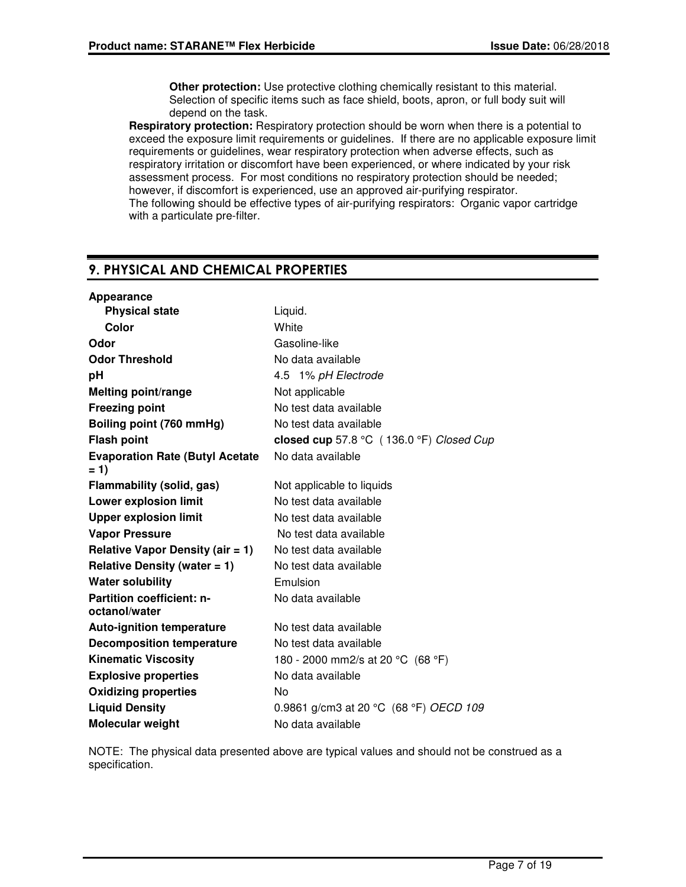**Other protection:** Use protective clothing chemically resistant to this material. Selection of specific items such as face shield, boots, apron, or full body suit will depend on the task.

**Respiratory protection:** Respiratory protection should be worn when there is a potential to exceed the exposure limit requirements or guidelines. If there are no applicable exposure limit requirements or guidelines, wear respiratory protection when adverse effects, such as respiratory irritation or discomfort have been experienced, or where indicated by your risk assessment process. For most conditions no respiratory protection should be needed; however, if discomfort is experienced, use an approved air-purifying respirator.
The following should be effective types of air-purifying respirators: Organic vapor cartridge with a particulate pre-filter.

## 9. PHYSICAL AND CHEMICAL PROPERTIES

| | |
|---|---|
| **Appearance** | |
| **Physical state** | Liquid. |
| **Color** | White |
| **Odor** | Gasoline-like |
| **Odor Threshold** | No data available |
| **pH** | 4.5 1% *pH Electrode* |
| **Melting point/range** | Not applicable |
| **Freezing point** | No test data available |
| **Boiling point (760 mmHg)** | No test data available |
| **Flash point** | **closed cup** 57.8 °C ( 136.0 °F) *Closed Cup* |
| **Evaporation Rate (Butyl Acetate = 1)** | No data available |
| **Flammability (solid, gas)** | Not applicable to liquids |
| **Lower explosion limit** | No test data available |
| **Upper explosion limit** | No test data available |
| **Vapor Pressure** | No test data available |
| **Relative Vapor Density (air = 1)** | No test data available |
| **Relative Density (water = 1)** | No test data available |
| **Water solubility** | Emulsion |
| **Partition coefficient: n-octanol/water** | No data available |
| **Auto-ignition temperature** | No test data available |
| **Decomposition temperature** | No test data available |
| **Kinematic Viscosity** | 180 - 2000 mm2/s at 20 °C (68 °F) |
| **Explosive properties** | No data available |
| **Oxidizing properties** | No |
| **Liquid Density** | 0.9861 g/cm3 at 20 °C (68 °F) *OECD 109* |
| **Molecular weight** | No data available |

NOTE: The physical data presented above are typical values and should not be construed as a specification.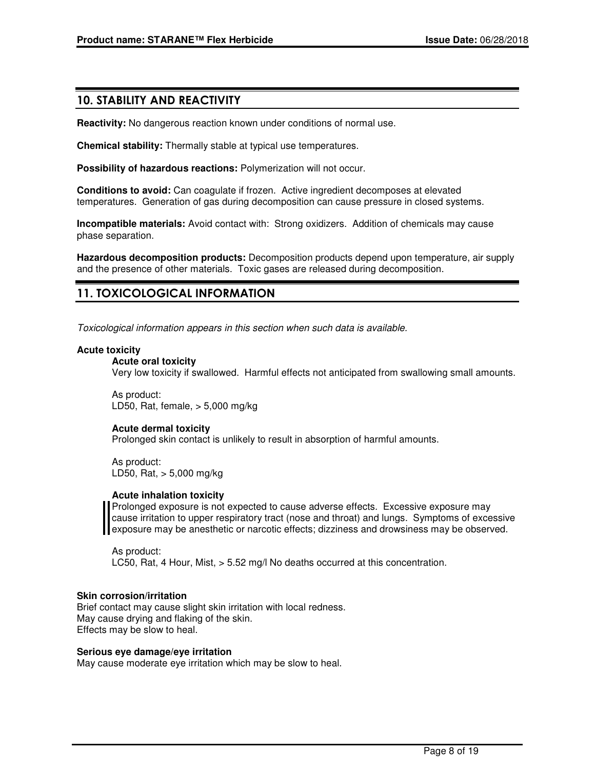## 10. STABILITY AND REACTIVITY

**Reactivity:** No dangerous reaction known under conditions of normal use.

**Chemical stability:** Thermally stable at typical use temperatures.

**Possibility of hazardous reactions:** Polymerization will not occur.

**Conditions to avoid:** Can coagulate if frozen. Active ingredient decomposes at elevated temperatures. Generation of gas during decomposition can cause pressure in closed systems.

**Incompatible materials:** Avoid contact with: Strong oxidizers. Addition of chemicals may cause phase separation.

**Hazardous decomposition products:** Decomposition products depend upon temperature, air supply and the presence of other materials. Toxic gases are released during decomposition.

## 11. TOXICOLOGICAL INFORMATION

*Toxicological information appears in this section when such data is available.*

**Acute toxicity**

**Acute oral toxicity**

Very low toxicity if swallowed. Harmful effects not anticipated from swallowing small amounts.

As product:
LD50, Rat, female, > 5,000 mg/kg

**Acute dermal toxicity**

Prolonged skin contact is unlikely to result in absorption of harmful amounts.

As product:
LD50, Rat, > 5,000 mg/kg

**Acute inhalation toxicity**

Prolonged exposure is not expected to cause adverse effects. Excessive exposure may cause irritation to upper respiratory tract (nose and throat) and lungs. Symptoms of excessive exposure may be anesthetic or narcotic effects; dizziness and drowsiness may be observed.

As product:
LC50, Rat, 4 Hour, Mist, > 5.52 mg/l No deaths occurred at this concentration.

**Skin corrosion/irritation**

Brief contact may cause slight skin irritation with local redness.
May cause drying and flaking of the skin.
Effects may be slow to heal.

**Serious eye damage/eye irritation**

May cause moderate eye irritation which may be slow to heal.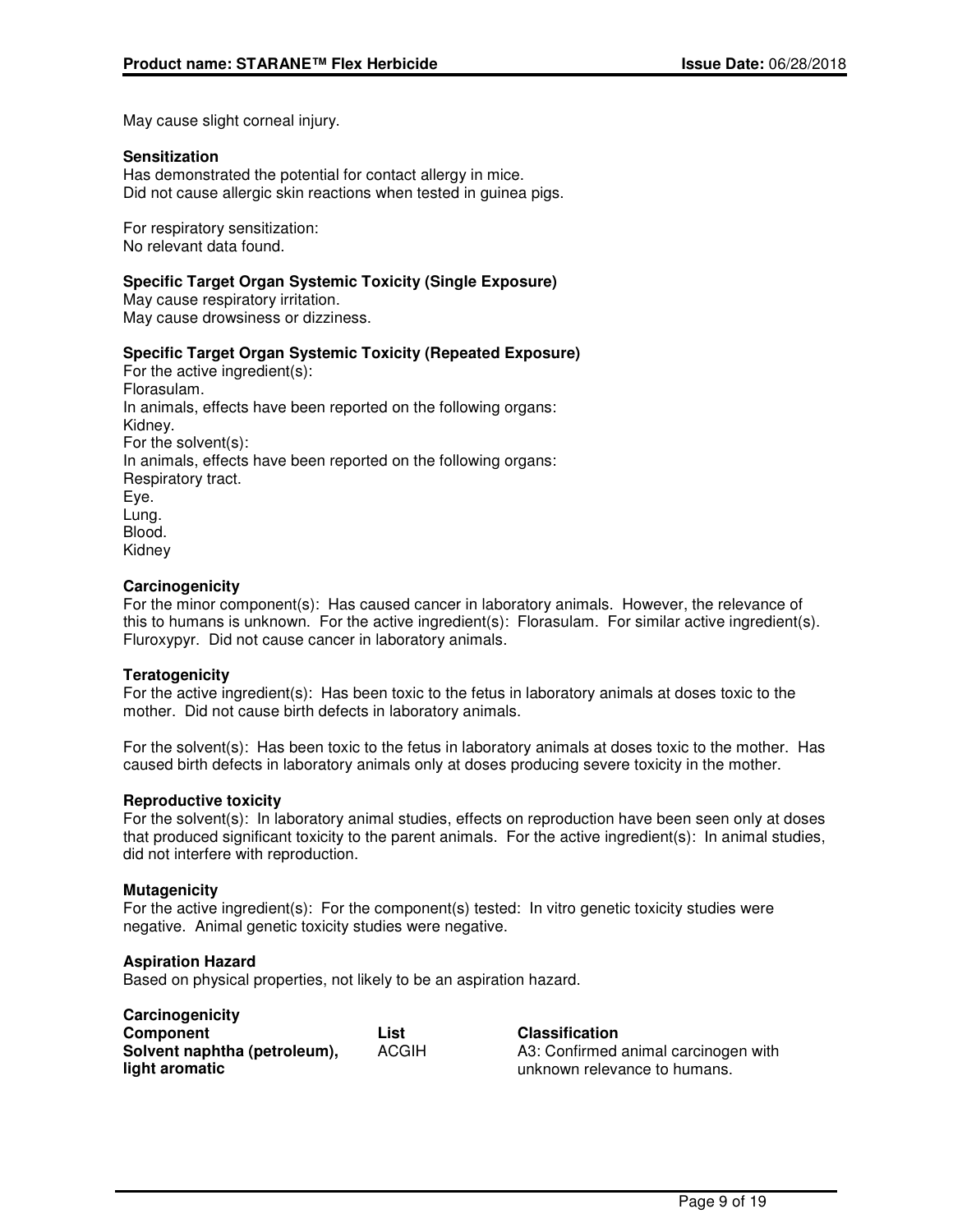May cause slight corneal injury.

**Sensitization**
Has demonstrated the potential for contact allergy in mice.
Did not cause allergic skin reactions when tested in guinea pigs.

For respiratory sensitization:
No relevant data found.

**Specific Target Organ Systemic Toxicity (Single Exposure)**
May cause respiratory irritation.
May cause drowsiness or dizziness.

**Specific Target Organ Systemic Toxicity (Repeated Exposure)**
For the active ingredient(s):
Florasulam.
In animals, effects have been reported on the following organs:
Kidney.
For the solvent(s):
In animals, effects have been reported on the following organs:
Respiratory tract.
Eye.
Lung.
Blood.
Kidney

**Carcinogenicity**
For the minor component(s): Has caused cancer in laboratory animals. However, the relevance of this to humans is unknown. For the active ingredient(s): Florasulam. For similar active ingredient(s). Fluroxypyr. Did not cause cancer in laboratory animals.

**Teratogenicity**
For the active ingredient(s): Has been toxic to the fetus in laboratory animals at doses toxic to the mother. Did not cause birth defects in laboratory animals.

For the solvent(s): Has been toxic to the fetus in laboratory animals at doses toxic to the mother. Has caused birth defects in laboratory animals only at doses producing severe toxicity in the mother.

**Reproductive toxicity**
For the solvent(s): In laboratory animal studies, effects on reproduction have been seen only at doses that produced significant toxicity to the parent animals. For the active ingredient(s): In animal studies, did not interfere with reproduction.

**Mutagenicity**
For the active ingredient(s): For the component(s) tested: In vitro genetic toxicity studies were negative. Animal genetic toxicity studies were negative.

**Aspiration Hazard**
Based on physical properties, not likely to be an aspiration hazard.

**Carcinogenicity**

| **Component** | **List** | **Classification** |
|---|---|---|
| **Solvent naphtha (petroleum), light aromatic** | ACGIH | A3: Confirmed animal carcinogen with unknown relevance to humans. |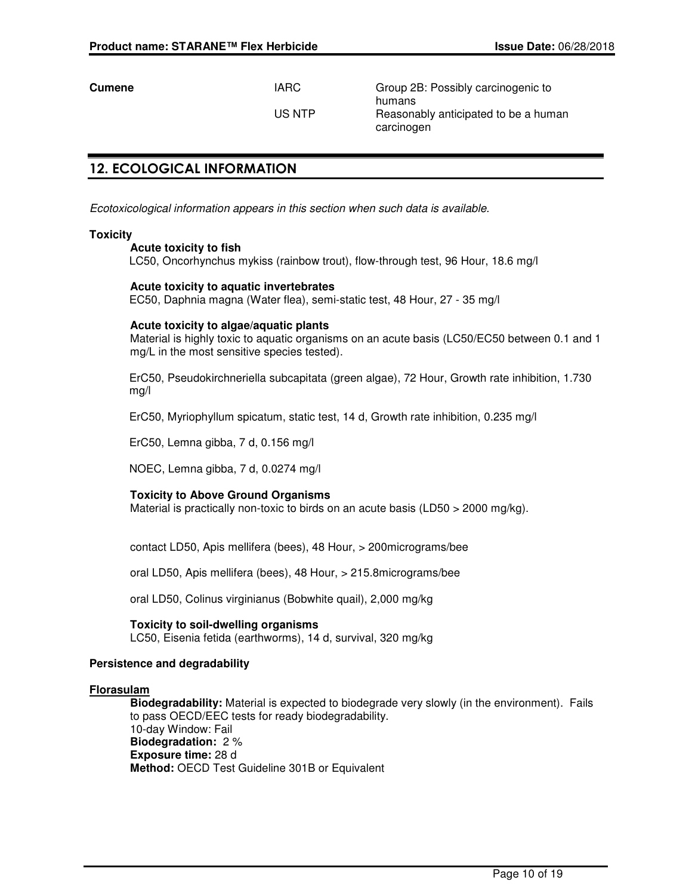| | | |
|---|---|---|
| **Cumene** | IARC | Group 2B: Possibly carcinogenic to humans |
| | US NTP | Reasonably anticipated to be a human carcinogen |

## 12. ECOLOGICAL INFORMATION

*Ecotoxicological information appears in this section when such data is available.*

**Toxicity**

**Acute toxicity to fish**

LC50, Oncorhynchus mykiss (rainbow trout), flow-through test, 96 Hour, 18.6 mg/l

**Acute toxicity to aquatic invertebrates**

EC50, Daphnia magna (Water flea), semi-static test, 48 Hour, 27 - 35 mg/l

**Acute toxicity to algae/aquatic plants**

Material is highly toxic to aquatic organisms on an acute basis (LC50/EC50 between 0.1 and 1 mg/L in the most sensitive species tested).

ErC50, Pseudokirchneriella subcapitata (green algae), 72 Hour, Growth rate inhibition, 1.730 mg/l

ErC50, Myriophyllum spicatum, static test, 14 d, Growth rate inhibition, 0.235 mg/l

ErC50, Lemna gibba, 7 d, 0.156 mg/l

NOEC, Lemna gibba, 7 d, 0.0274 mg/l

**Toxicity to Above Ground Organisms**

Material is practically non-toxic to birds on an acute basis (LD50 > 2000 mg/kg).

contact LD50, Apis mellifera (bees), 48 Hour, > 200micrograms/bee

oral LD50, Apis mellifera (bees), 48 Hour, > 215.8micrograms/bee

oral LD50, Colinus virginianus (Bobwhite quail), 2,000 mg/kg

**Toxicity to soil-dwelling organisms**

LC50, Eisenia fetida (earthworms), 14 d, survival, 320 mg/kg

**Persistence and degradability**

**Florasulam**

**Biodegradability:** Material is expected to biodegrade very slowly (in the environment). Fails to pass OECD/EEC tests for ready biodegradability.
10-day Window: Fail
**Biodegradation:** 2 %
**Exposure time:** 28 d
**Method:** OECD Test Guideline 301B or Equivalent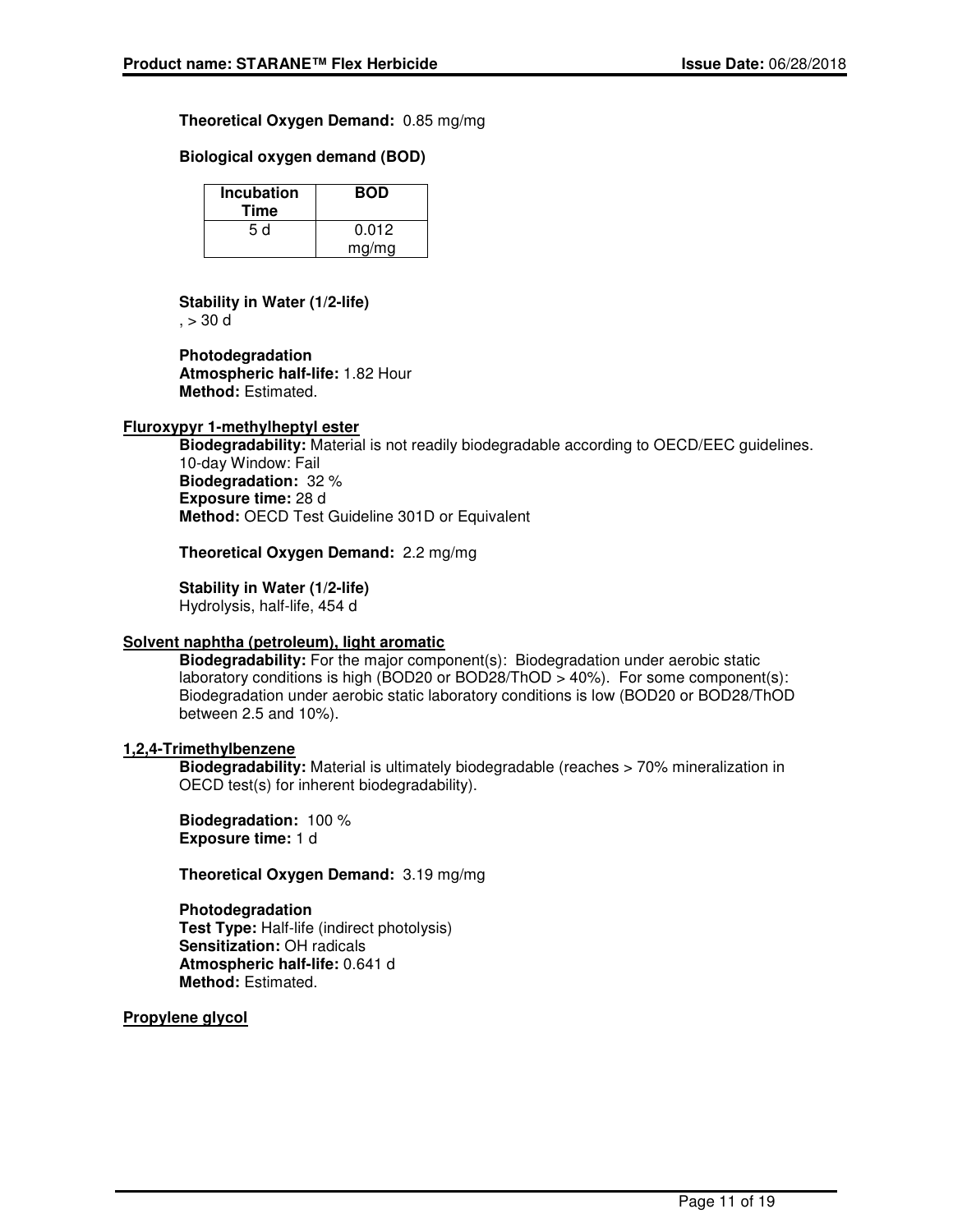**Theoretical Oxygen Demand:** 0.85 mg/mg

**Biological oxygen demand (BOD)**

| Incubation Time | BOD |
|---|---|
| 5 d | 0.012 mg/mg |

**Stability in Water (1/2-life)**
, > 30 d

**Photodegradation**
**Atmospheric half-life:** 1.82 Hour
**Method:** Estimated.

**Fluroxypyr 1-methylheptyl ester**

**Biodegradability:** Material is not readily biodegradable according to OECD/EEC guidelines.
10-day Window: Fail
**Biodegradation:** 32 %
**Exposure time:** 28 d
**Method:** OECD Test Guideline 301D or Equivalent

**Theoretical Oxygen Demand:** 2.2 mg/mg

**Stability in Water (1/2-life)**
Hydrolysis, half-life, 454 d

**Solvent naphtha (petroleum), light aromatic**

**Biodegradability:** For the major component(s): Biodegradation under aerobic static laboratory conditions is high (BOD20 or BOD28/ThOD > 40%). For some component(s): Biodegradation under aerobic static laboratory conditions is low (BOD20 or BOD28/ThOD between 2.5 and 10%).

**1,2,4-Trimethylbenzene**

**Biodegradability:** Material is ultimately biodegradable (reaches > 70% mineralization in OECD test(s) for inherent biodegradability).

**Biodegradation:** 100 %
**Exposure time:** 1 d

**Theoretical Oxygen Demand:** 3.19 mg/mg

**Photodegradation**
**Test Type:** Half-life (indirect photolysis)
**Sensitization:** OH radicals
**Atmospheric half-life:** 0.641 d
**Method:** Estimated.

**Propylene glycol**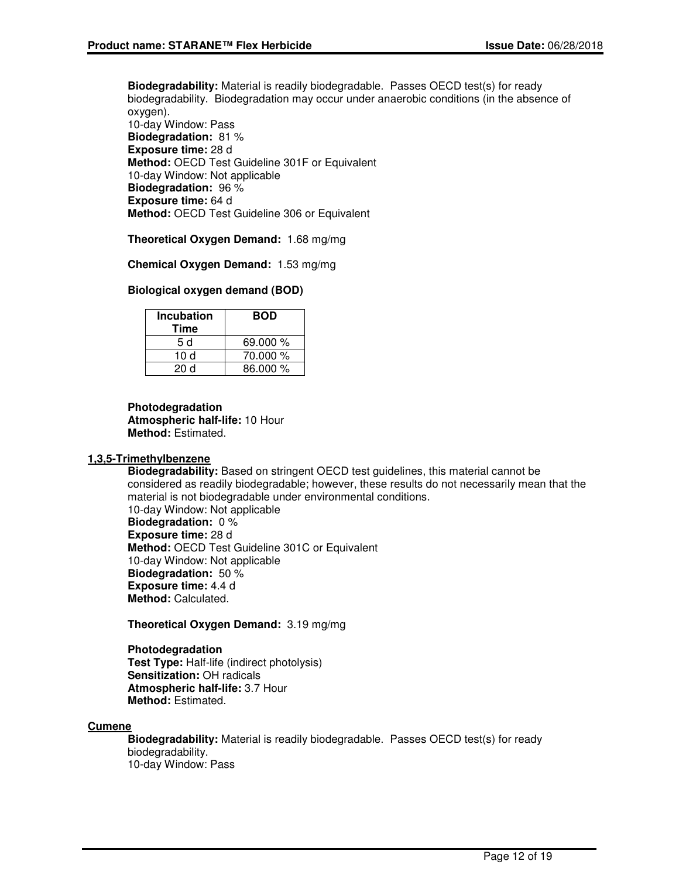**Biodegradability:** Material is readily biodegradable. Passes OECD test(s) for ready biodegradability. Biodegradation may occur under anaerobic conditions (in the absence of oxygen).
10-day Window: Pass
**Biodegradation:** 81 %
**Exposure time:** 28 d
**Method:** OECD Test Guideline 301F or Equivalent
10-day Window: Not applicable
**Biodegradation:** 96 %
**Exposure time:** 64 d
**Method:** OECD Test Guideline 306 or Equivalent

**Theoretical Oxygen Demand:** 1.68 mg/mg

**Chemical Oxygen Demand:** 1.53 mg/mg

**Biological oxygen demand (BOD)**

| Incubation Time | BOD |
|---|---|
| 5 d | 69.000 % |
| 10 d | 70.000 % |
| 20 d | 86.000 % |

**Photodegradation**
**Atmospheric half-life:** 10 Hour
**Method:** Estimated.

**1,3,5-Trimethylbenzene**

**Biodegradability:** Based on stringent OECD test guidelines, this material cannot be considered as readily biodegradable; however, these results do not necessarily mean that the material is not biodegradable under environmental conditions.
10-day Window: Not applicable
**Biodegradation:** 0 %
**Exposure time:** 28 d
**Method:** OECD Test Guideline 301C or Equivalent
10-day Window: Not applicable
**Biodegradation:** 50 %
**Exposure time:** 4.4 d
**Method:** Calculated.

**Theoretical Oxygen Demand:** 3.19 mg/mg

**Photodegradation**
**Test Type:** Half-life (indirect photolysis)
**Sensitization:** OH radicals
**Atmospheric half-life:** 3.7 Hour
**Method:** Estimated.

**Cumene**

**Biodegradability:** Material is readily biodegradable. Passes OECD test(s) for ready biodegradability.
10-day Window: Pass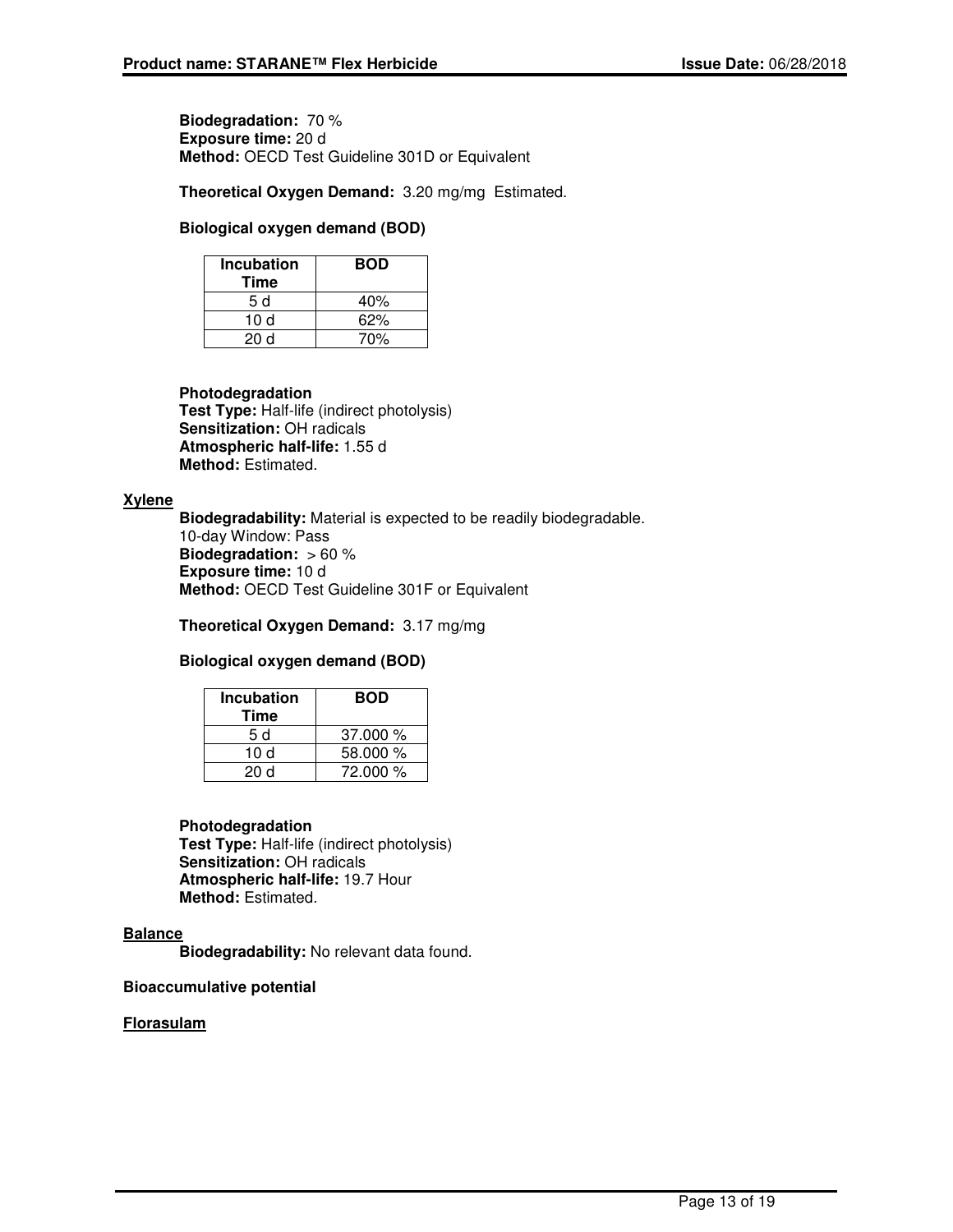**Biodegradation:** 70 %
**Exposure time:** 20 d
**Method:** OECD Test Guideline 301D or Equivalent

**Theoretical Oxygen Demand:** 3.20 mg/mg Estimated.

**Biological oxygen demand (BOD)**

| Incubation Time | BOD |
|---|---|
| 5 d | 40% |
| 10 d | 62% |
| 20 d | 70% |

**Photodegradation**
**Test Type:** Half-life (indirect photolysis)
**Sensitization:** OH radicals
**Atmospheric half-life:** 1.55 d
**Method:** Estimated.

**Xylene**

**Biodegradability:** Material is expected to be readily biodegradable.
10-day Window: Pass
**Biodegradation:** > 60 %
**Exposure time:** 10 d
**Method:** OECD Test Guideline 301F or Equivalent

**Theoretical Oxygen Demand:** 3.17 mg/mg

**Biological oxygen demand (BOD)**

| Incubation Time | BOD |
|---|---|
| 5 d | 37.000 % |
| 10 d | 58.000 % |
| 20 d | 72.000 % |

**Photodegradation**
**Test Type:** Half-life (indirect photolysis)
**Sensitization:** OH radicals
**Atmospheric half-life:** 19.7 Hour
**Method:** Estimated.

**Balance**

**Biodegradability:** No relevant data found.

**Bioaccumulative potential**

**Florasulam**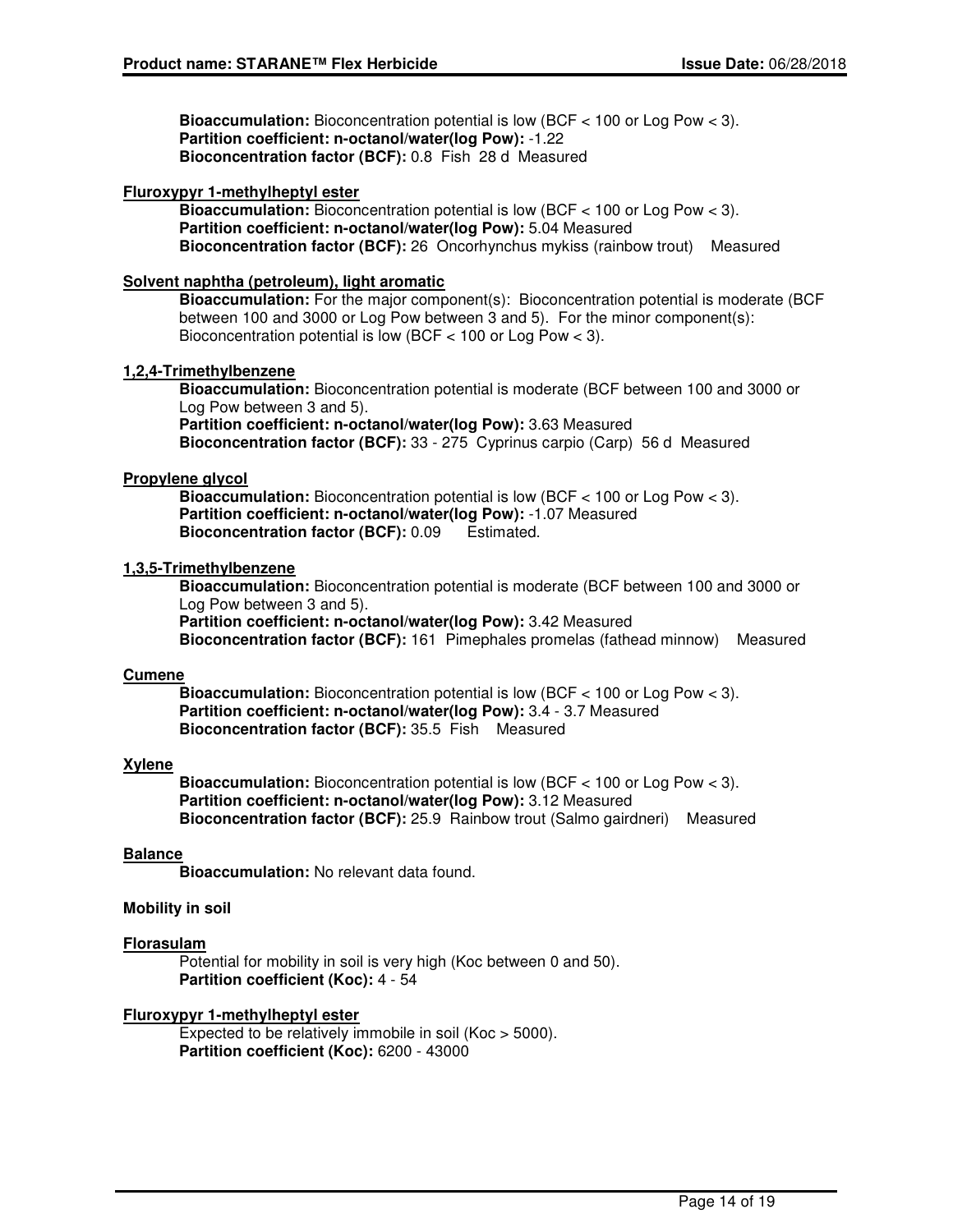**Bioaccumulation:** Bioconcentration potential is low (BCF < 100 or Log Pow < 3).
**Partition coefficient: n-octanol/water(log Pow):** -1.22
**Bioconcentration factor (BCF):** 0.8 Fish 28 d Measured

**Fluroxypyr 1-methylheptyl ester**

**Bioaccumulation:** Bioconcentration potential is low (BCF < 100 or Log Pow < 3).
**Partition coefficient: n-octanol/water(log Pow):** 5.04 Measured
**Bioconcentration factor (BCF):** 26 Oncorhynchus mykiss (rainbow trout) Measured

**Solvent naphtha (petroleum), light aromatic**

**Bioaccumulation:** For the major component(s): Bioconcentration potential is moderate (BCF between 100 and 3000 or Log Pow between 3 and 5). For the minor component(s): Bioconcentration potential is low (BCF < 100 or Log Pow < 3).

**1,2,4-Trimethylbenzene**

**Bioaccumulation:** Bioconcentration potential is moderate (BCF between 100 and 3000 or Log Pow between 3 and 5).
**Partition coefficient: n-octanol/water(log Pow):** 3.63 Measured
**Bioconcentration factor (BCF):** 33 - 275 Cyprinus carpio (Carp) 56 d Measured

**Propylene glycol**

**Bioaccumulation:** Bioconcentration potential is low (BCF < 100 or Log Pow < 3).
**Partition coefficient: n-octanol/water(log Pow):** -1.07 Measured
**Bioconcentration factor (BCF):** 0.09 Estimated.

**1,3,5-Trimethylbenzene**

**Bioaccumulation:** Bioconcentration potential is moderate (BCF between 100 and 3000 or Log Pow between 3 and 5).
**Partition coefficient: n-octanol/water(log Pow):** 3.42 Measured
**Bioconcentration factor (BCF):** 161 Pimephales promelas (fathead minnow) Measured

**Cumene**

**Bioaccumulation:** Bioconcentration potential is low (BCF < 100 or Log Pow < 3).
**Partition coefficient: n-octanol/water(log Pow):** 3.4 - 3.7 Measured
**Bioconcentration factor (BCF):** 35.5 Fish Measured

**Xylene**

**Bioaccumulation:** Bioconcentration potential is low (BCF < 100 or Log Pow < 3).
**Partition coefficient: n-octanol/water(log Pow):** 3.12 Measured
**Bioconcentration factor (BCF):** 25.9 Rainbow trout (Salmo gairdneri) Measured

**Balance**

**Bioaccumulation:** No relevant data found.

**Mobility in soil**

**Florasulam**

Potential for mobility in soil is very high (Koc between 0 and 50).
**Partition coefficient (Koc):** 4 - 54

**Fluroxypyr 1-methylheptyl ester**

Expected to be relatively immobile in soil (Koc > 5000).
**Partition coefficient (Koc):** 6200 - 43000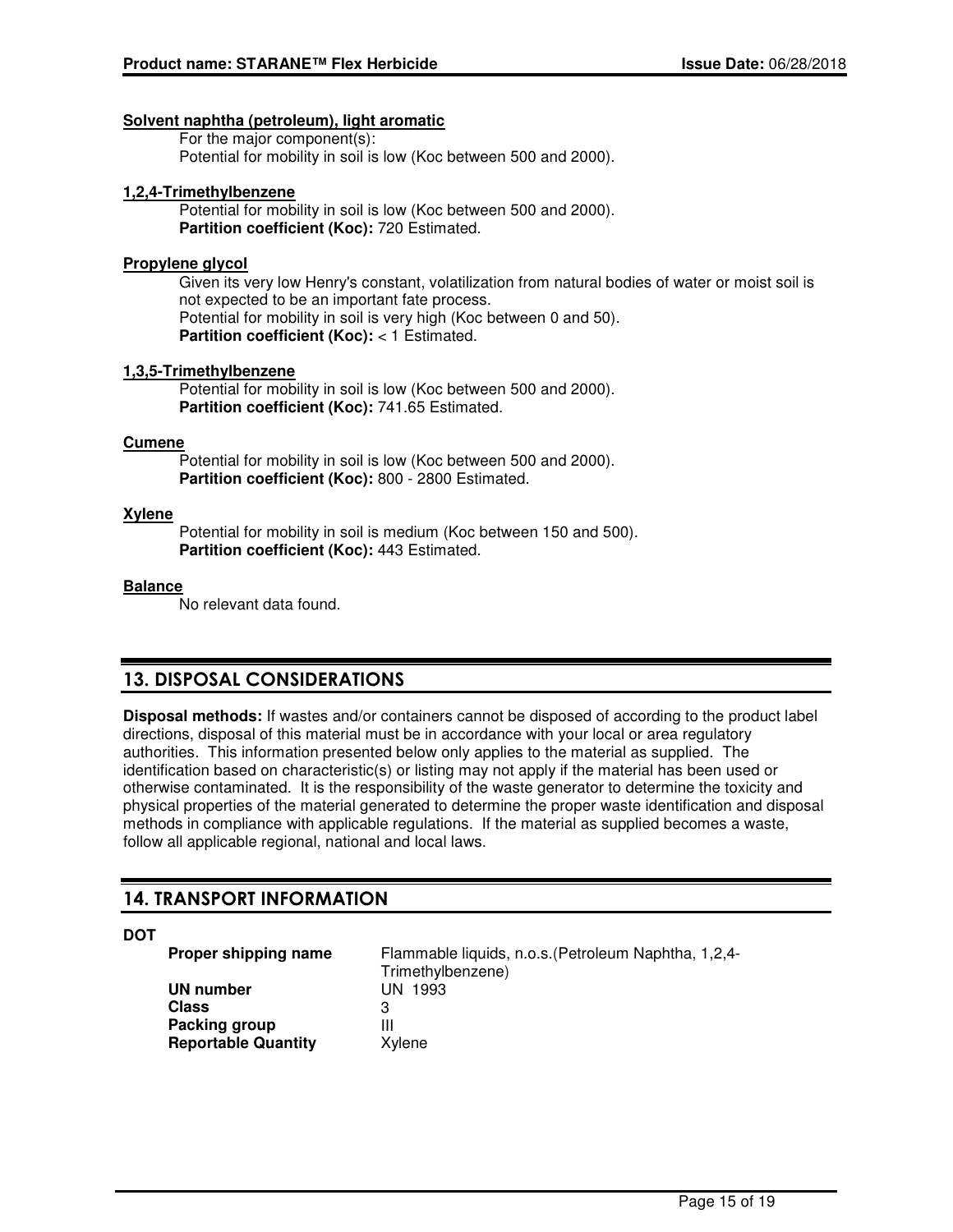**Solvent naphtha (petroleum), light aromatic**

For the major component(s):
Potential for mobility in soil is low (Koc between 500 and 2000).

**1,2,4-Trimethylbenzene**

Potential for mobility in soil is low (Koc between 500 and 2000).
**Partition coefficient (Koc):** 720 Estimated.

**Propylene glycol**

Given its very low Henry's constant, volatilization from natural bodies of water or moist soil is not expected to be an important fate process.
Potential for mobility in soil is very high (Koc between 0 and 50).
**Partition coefficient (Koc):** < 1 Estimated.

**1,3,5-Trimethylbenzene**

Potential for mobility in soil is low (Koc between 500 and 2000).
**Partition coefficient (Koc):** 741.65 Estimated.

**Cumene**

Potential for mobility in soil is low (Koc between 500 and 2000).
**Partition coefficient (Koc):** 800 - 2800 Estimated.

**Xylene**

Potential for mobility in soil is medium (Koc between 150 and 500).
**Partition coefficient (Koc):** 443 Estimated.

**Balance**

No relevant data found.

## 13. DISPOSAL CONSIDERATIONS

**Disposal methods:** If wastes and/or containers cannot be disposed of according to the product label directions, disposal of this material must be in accordance with your local or area regulatory authorities. This information presented below only applies to the material as supplied. The identification based on characteristic(s) or listing may not apply if the material has been used or otherwise contaminated. It is the responsibility of the waste generator to determine the toxicity and physical properties of the material generated to determine the proper waste identification and disposal methods in compliance with applicable regulations. If the material as supplied becomes a waste, follow all applicable regional, national and local laws.

## 14. TRANSPORT INFORMATION

**DOT**

| | |
|---|---|
| **Proper shipping name** | Flammable liquids, n.o.s.(Petroleum Naphtha, 1,2,4-Trimethylbenzene) |
| **UN number** | UN 1993 |
| **Class** | 3 |
| **Packing group** | III |
| **Reportable Quantity** | Xylene |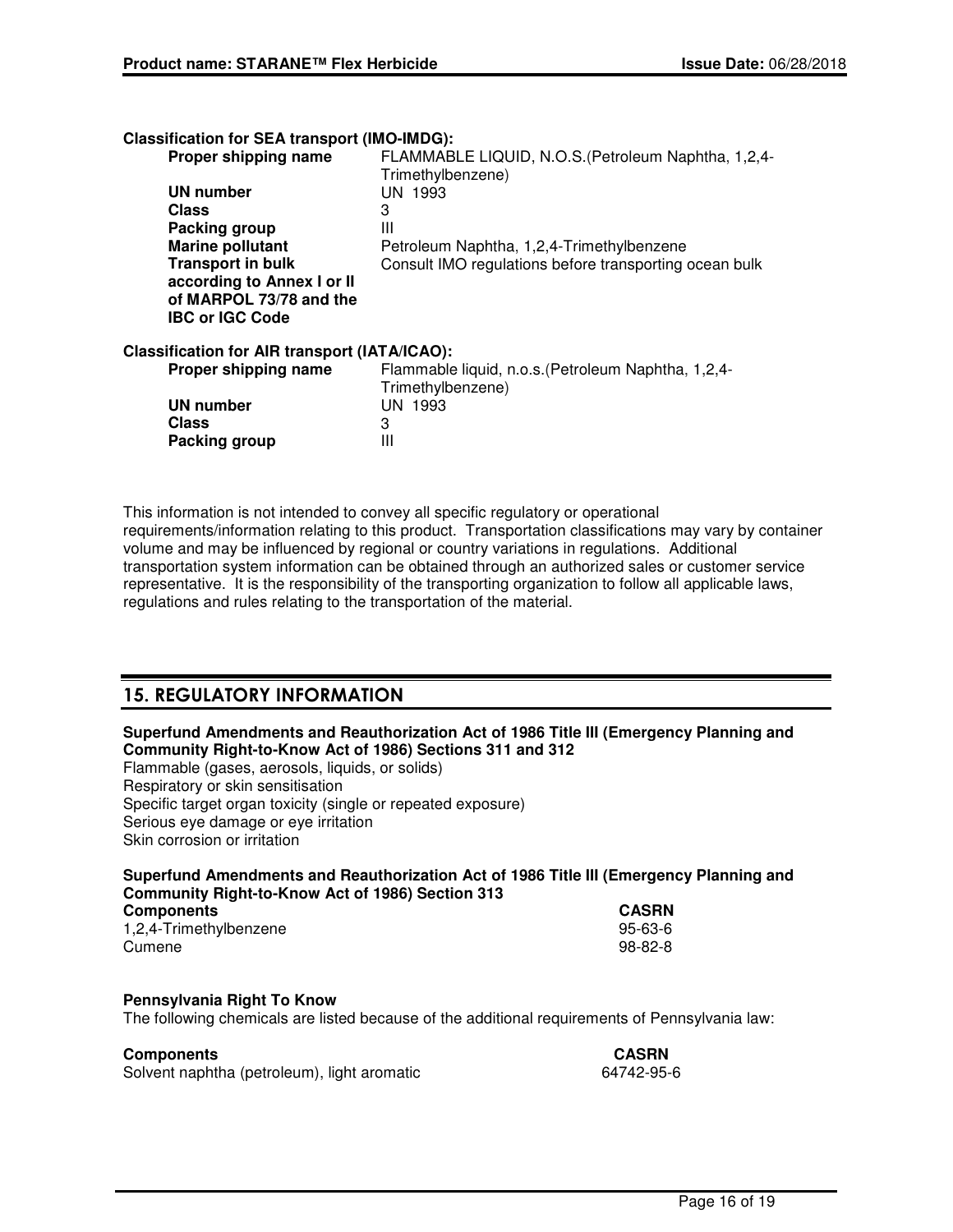**Classification for SEA transport (IMO-IMDG):**

| | |
|---|---|
| **Proper shipping name** | FLAMMABLE LIQUID, N.O.S.(Petroleum Naphtha, 1,2,4-Trimethylbenzene) |
| **UN number** | UN 1993 |
| **Class** | 3 |
| **Packing group** | III |
| **Marine pollutant** | Petroleum Naphtha, 1,2,4-Trimethylbenzene |
| **Transport in bulk according to Annex I or II of MARPOL 73/78 and the IBC or IGC Code** | Consult IMO regulations before transporting ocean bulk |

**Classification for AIR transport (IATA/ICAO):**

| | |
|---|---|
| **Proper shipping name** | Flammable liquid, n.o.s.(Petroleum Naphtha, 1,2,4-Trimethylbenzene) |
| **UN number** | UN 1993 |
| **Class** | 3 |
| **Packing group** | III |

This information is not intended to convey all specific regulatory or operational requirements/information relating to this product. Transportation classifications may vary by container volume and may be influenced by regional or country variations in regulations. Additional transportation system information can be obtained through an authorized sales or customer service representative. It is the responsibility of the transporting organization to follow all applicable laws, regulations and rules relating to the transportation of the material.

## 15. REGULATORY INFORMATION

**Superfund Amendments and Reauthorization Act of 1986 Title III (Emergency Planning and Community Right-to-Know Act of 1986) Sections 311 and 312**

Flammable (gases, aerosols, liquids, or solids)
Respiratory or skin sensitisation
Specific target organ toxicity (single or repeated exposure)
Serious eye damage or eye irritation
Skin corrosion or irritation

**Superfund Amendments and Reauthorization Act of 1986 Title III (Emergency Planning and Community Right-to-Know Act of 1986) Section 313**

| **Components** | **CASRN** |
|---|---|
| 1,2,4-Trimethylbenzene | 95-63-6 |
| Cumene | 98-82-8 |

**Pennsylvania Right To Know**

The following chemicals are listed because of the additional requirements of Pennsylvania law:

| **Components** | **CASRN** |
|---|---|
| Solvent naphtha (petroleum), light aromatic | 64742-95-6 |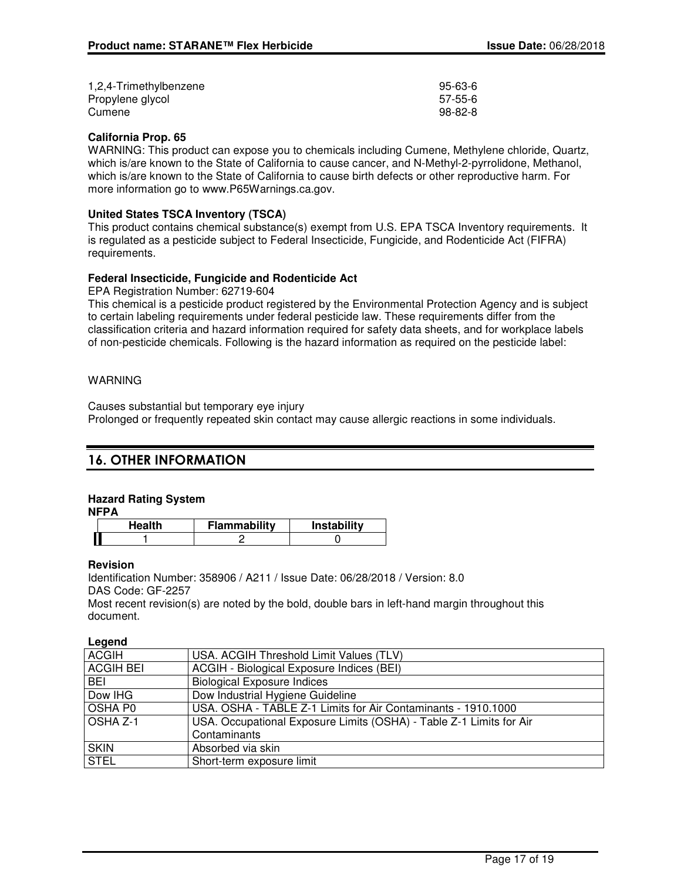| | |
|---|---|
| 1,2,4-Trimethylbenzene | 95-63-6 |
| Propylene glycol | 57-55-6 |
| Cumene | 98-82-8 |

**California Prop. 65**

WARNING: This product can expose you to chemicals including Cumene, Methylene chloride, Quartz, which is/are known to the State of California to cause cancer, and N-Methyl-2-pyrrolidone, Methanol, which is/are known to the State of California to cause birth defects or other reproductive harm. For more information go to www.P65Warnings.ca.gov.

**United States TSCA Inventory (TSCA)**

This product contains chemical substance(s) exempt from U.S. EPA TSCA Inventory requirements. It is regulated as a pesticide subject to Federal Insecticide, Fungicide, and Rodenticide Act (FIFRA) requirements.

**Federal Insecticide, Fungicide and Rodenticide Act**

EPA Registration Number: 62719-604

This chemical is a pesticide product registered by the Environmental Protection Agency and is subject to certain labeling requirements under federal pesticide law. These requirements differ from the classification criteria and hazard information required for safety data sheets, and for workplace labels of non-pesticide chemicals. Following is the hazard information as required on the pesticide label:

WARNING

Causes substantial but temporary eye injury
Prolonged or frequently repeated skin contact may cause allergic reactions in some individuals.

## 16. OTHER INFORMATION

**Hazard Rating System**
**NFPA**

| Health | Flammability | Instability |
|---|---|---|
| 1 | 2 | 0 |

**Revision**

Identification Number: 358906 / A211 / Issue Date: 06/28/2018 / Version: 8.0
DAS Code: GF-2257
Most recent revision(s) are noted by the bold, double bars in left-hand margin throughout this document.

**Legend**

| | |
|---|---|
| ACGIH | USA. ACGIH Threshold Limit Values (TLV) |
| ACGIH BEI | ACGIH - Biological Exposure Indices (BEI) |
| BEI | Biological Exposure Indices |
| Dow IHG | Dow Industrial Hygiene Guideline |
| OSHA P0 | USA. OSHA - TABLE Z-1 Limits for Air Contaminants - 1910.1000 |
| OSHA Z-1 | USA. Occupational Exposure Limits (OSHA) - Table Z-1 Limits for Air Contaminants |
| SKIN | Absorbed via skin |
| STEL | Short-term exposure limit |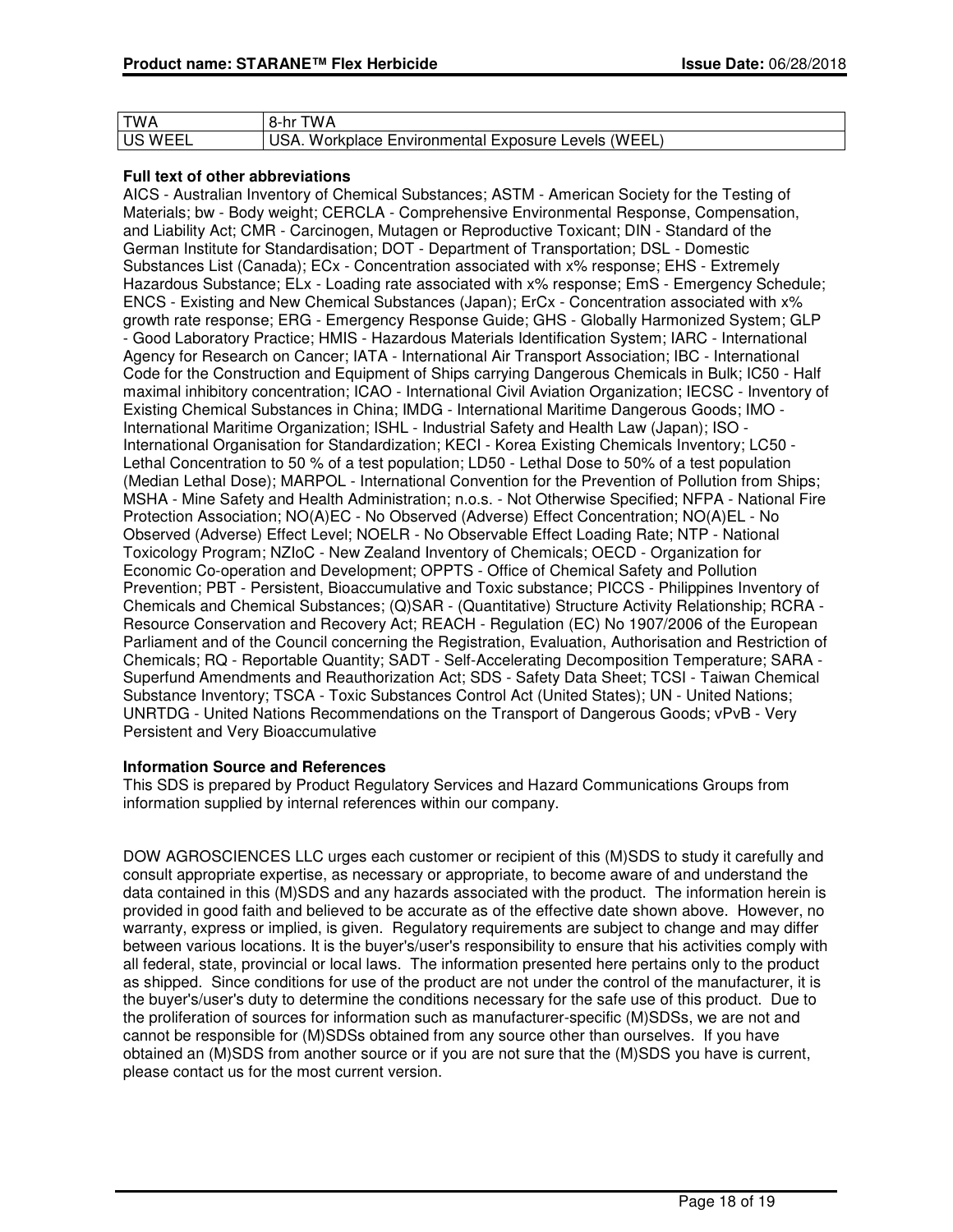| TWA | 8-hr TWA |
| --- | --- |
| US WEEL | USA. Workplace Environmental Exposure Levels (WEEL) |

**Full text of other abbreviations**

AICS - Australian Inventory of Chemical Substances; ASTM - American Society for the Testing of Materials; bw - Body weight; CERCLA - Comprehensive Environmental Response, Compensation, and Liability Act; CMR - Carcinogen, Mutagen or Reproductive Toxicant; DIN - Standard of the German Institute for Standardisation; DOT - Department of Transportation; DSL - Domestic Substances List (Canada); ECx - Concentration associated with x% response; EHS - Extremely Hazardous Substance; ELx - Loading rate associated with x% response; EmS - Emergency Schedule; ENCS - Existing and New Chemical Substances (Japan); ErCx - Concentration associated with x% growth rate response; ERG - Emergency Response Guide; GHS - Globally Harmonized System; GLP - Good Laboratory Practice; HMIS - Hazardous Materials Identification System; IARC - International Agency for Research on Cancer; IATA - International Air Transport Association; IBC - International Code for the Construction and Equipment of Ships carrying Dangerous Chemicals in Bulk; IC50 - Half maximal inhibitory concentration; ICAO - International Civil Aviation Organization; IECSC - Inventory of Existing Chemical Substances in China; IMDG - International Maritime Dangerous Goods; IMO - International Maritime Organization; ISHL - Industrial Safety and Health Law (Japan); ISO - International Organisation for Standardization; KECI - Korea Existing Chemicals Inventory; LC50 - Lethal Concentration to 50 % of a test population; LD50 - Lethal Dose to 50% of a test population (Median Lethal Dose); MARPOL - International Convention for the Prevention of Pollution from Ships; MSHA - Mine Safety and Health Administration; n.o.s. - Not Otherwise Specified; NFPA - National Fire Protection Association; NO(A)EC - No Observed (Adverse) Effect Concentration; NO(A)EL - No Observed (Adverse) Effect Level; NOELR - No Observable Effect Loading Rate; NTP - National Toxicology Program; NZIoC - New Zealand Inventory of Chemicals; OECD - Organization for Economic Co-operation and Development; OPPTS - Office of Chemical Safety and Pollution Prevention; PBT - Persistent, Bioaccumulative and Toxic substance; PICCS - Philippines Inventory of Chemicals and Chemical Substances; (Q)SAR - (Quantitative) Structure Activity Relationship; RCRA - Resource Conservation and Recovery Act; REACH - Regulation (EC) No 1907/2006 of the European Parliament and of the Council concerning the Registration, Evaluation, Authorisation and Restriction of Chemicals; RQ - Reportable Quantity; SADT - Self-Accelerating Decomposition Temperature; SARA - Superfund Amendments and Reauthorization Act; SDS - Safety Data Sheet; TCSI - Taiwan Chemical Substance Inventory; TSCA - Toxic Substances Control Act (United States); UN - United Nations; UNRTDG - United Nations Recommendations on the Transport of Dangerous Goods; vPvB - Very Persistent and Very Bioaccumulative

**Information Source and References**

This SDS is prepared by Product Regulatory Services and Hazard Communications Groups from information supplied by internal references within our company.

DOW AGROSCIENCES LLC urges each customer or recipient of this (M)SDS to study it carefully and consult appropriate expertise, as necessary or appropriate, to become aware of and understand the data contained in this (M)SDS and any hazards associated with the product. The information herein is provided in good faith and believed to be accurate as of the effective date shown above. However, no warranty, express or implied, is given. Regulatory requirements are subject to change and may differ between various locations. It is the buyer's/user's responsibility to ensure that his activities comply with all federal, state, provincial or local laws. The information presented here pertains only to the product as shipped. Since conditions for use of the product are not under the control of the manufacturer, it is the buyer's/user's duty to determine the conditions necessary for the safe use of this product. Due to the proliferation of sources for information such as manufacturer-specific (M)SDSs, we are not and cannot be responsible for (M)SDSs obtained from any source other than ourselves. If you have obtained an (M)SDS from another source or if you are not sure that the (M)SDS you have is current, please contact us for the most current version.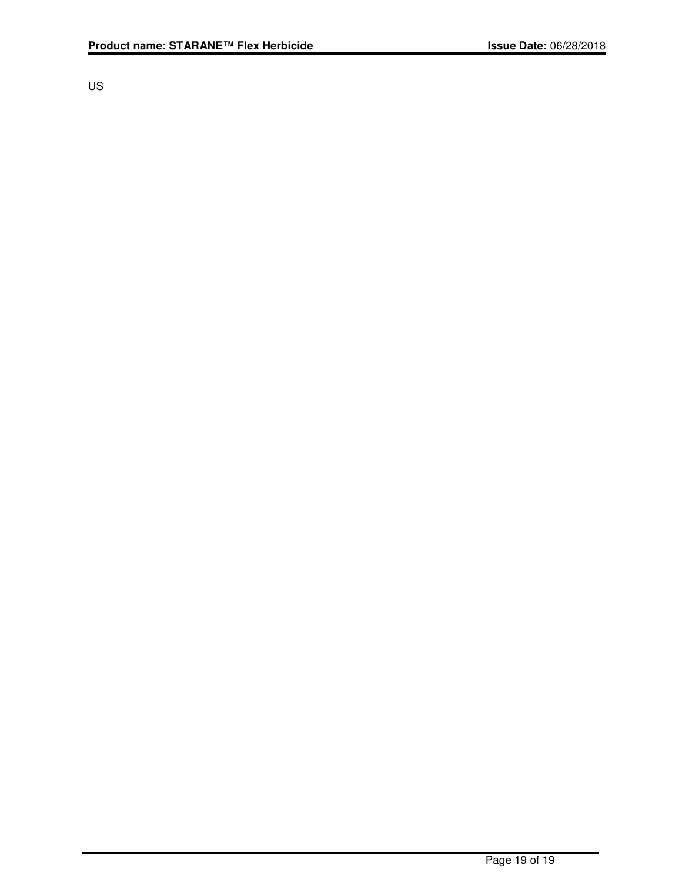US